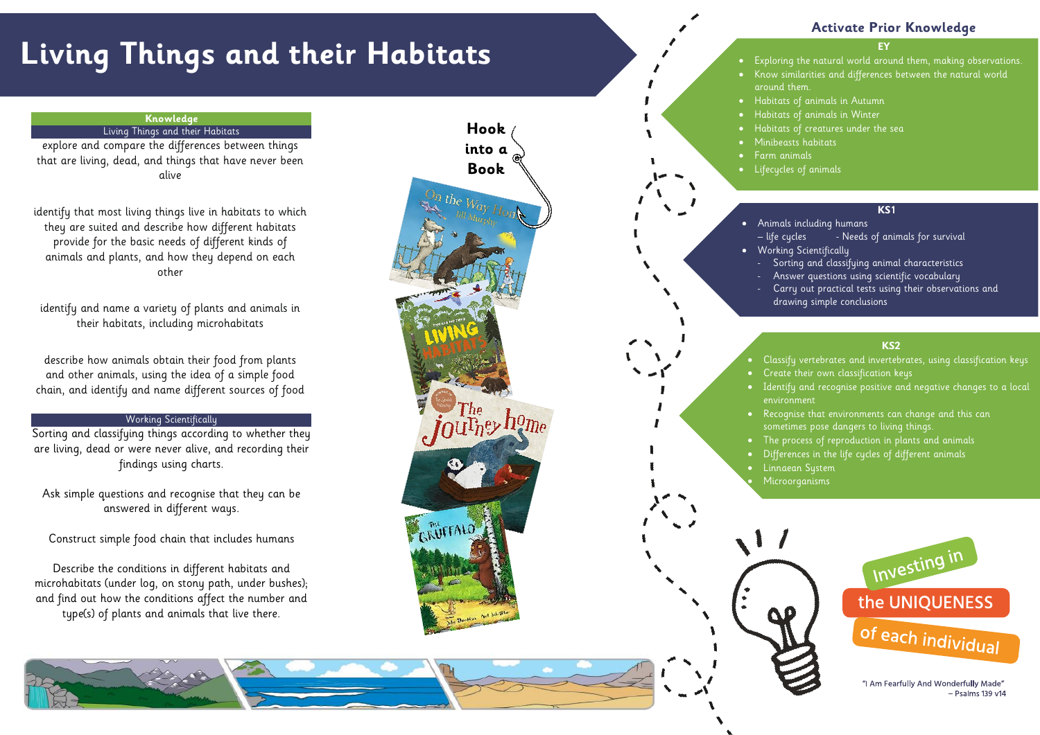# Living Things and their Habitats

## Knowledge

### Living Things and their Habitats

explore and compare the differences between things that are living, dead, and things that have never been alive

identify that most living things live in habitats to which they are suited and describe how different habitats provide for the basic needs of different kinds of animals and plants, and how they depend on each other

identify and name a variety of plants and animals in their habitats, including microhabitats

describe how animals obtain their food from plants and other animals, using the idea of a simple food chain, and identify and name different sources of food

### Working Scientifically

Sorting and classifying things according to whether they are living, dead or were never alive, and recording their findings using charts.

Ask simple questions and recognise that they can be answered in different ways.

Construct simple food chain that includes humans

Describe the conditions in different habitats and microhabitats (under log, on stony path, under bushes); and find out how the conditions affect the number and type(s) of plants and animals that live there.

## Hook into a Book

## Activate Prior Knowledge

### EY

- Exploring the natural world around them, making observations.
- Know similarities and differences between the natural world around them.
- Habitats of animals in Autumn
- Habitats of animals in Winter
- Habitats of creatures under the sea
- Minibeasts habitats
- Farm animals
- Lifecycles of animals

### KS1

- Animals including humans
  – life cycles - Needs of animals for survival
- Working Scientifically
  - Sorting and classifying animal characteristics
  - Answer questions using scientific vocabulary
  - Carry out practical tests using their observations and drawing simple conclusions

### KS2

- Classify vertebrates and invertebrates, using classification keys
- Create their own classification keys
- Identify and recognise positive and negative changes to a local environment
- Recognise that environments can change and this can sometimes pose dangers to living things.
- The process of reproduction in plants and animals
- Differences in the life cycles of different animals
- Linnaean System
- Microorganisms

Investing in the UNIQUENESS of each individual

"I Am Fearfully And Wonderfully Made"
– Psalms 139 v14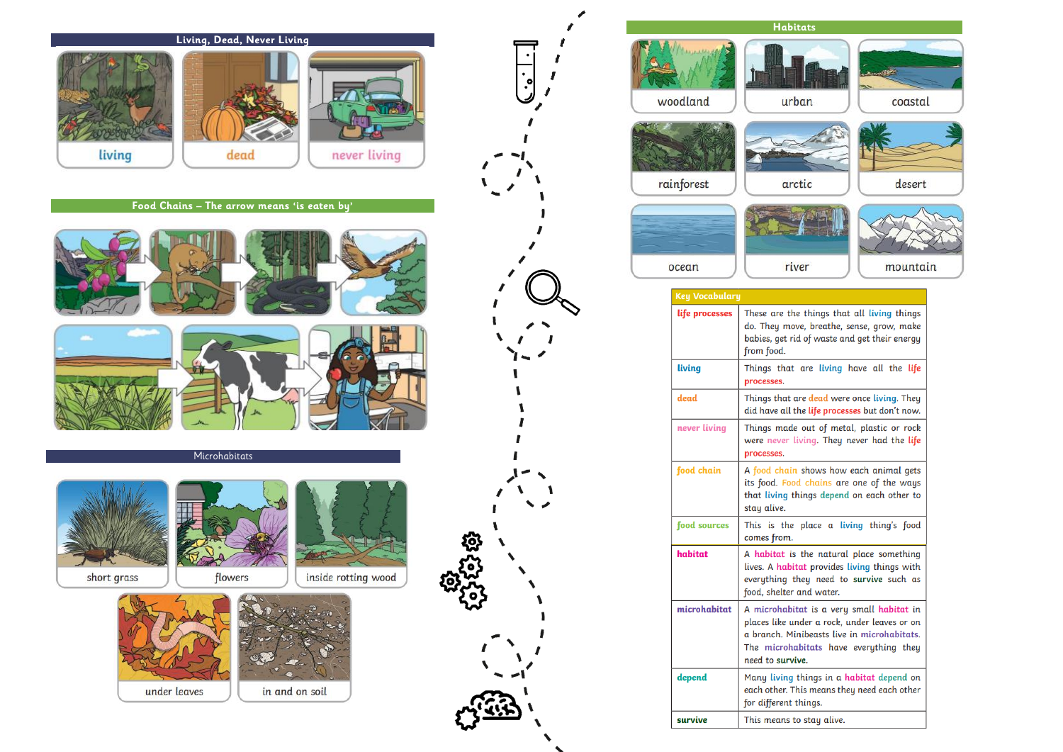## Living, Dead, Never Living

living

dead

never living

## Food Chains – The arrow means 'is eaten by'

## Microhabitats

short grass

flowers

inside rotting wood

under leaves

in and on soil

## Habitats

woodland

urban

coastal

rainforest

arctic

desert

ocean

river

mountain

## Key Vocabulary

| | |
|---|---|
| **life processes** | These are the things that all living things do. They move, breathe, sense, grow, make babies, get rid of waste and get their energy from food. |
| **living** | Things that are living have all the life processes. |
| **dead** | Things that are dead were once living. They did have all the life processes but don't now. |
| **never living** | Things made out of metal, plastic or rock were never living. They never had the life processes. |
| **food chain** | A food chain shows how each animal gets its food. Food chains are one of the ways that living things depend on each other to stay alive. |
| **food sources** | This is the place a living thing's food comes from. |
| **habitat** | A habitat is the natural place something lives. A habitat provides living things with everything they need to survive such as food, shelter and water. |
| **microhabitat** | A microhabitat is a very small habitat in places like under a rock, under leaves or on a branch. Minibeasts live in microhabitats. The microhabitats have everything they need to survive. |
| **depend** | Many living things in a habitat depend on each other. This means they need each other for different things. |
| **survive** | This means to stay alive. |